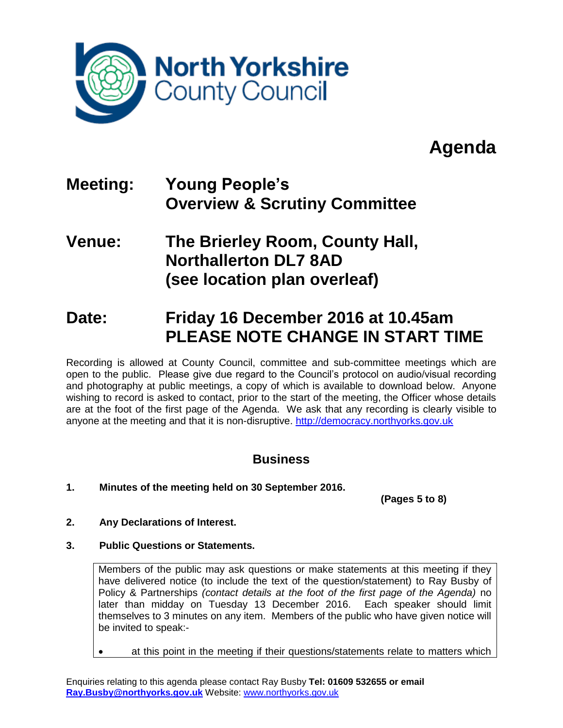North Yorkshire County Council

# Agenda

**Meeting:** **Young People's Overview & Scrutiny Committee**

**Venue:** **The Brierley Room, County Hall, Northallerton DL7 8AD (see location plan overleaf)**

**Date:** **Friday 16 December 2016 at 10.45am PLEASE NOTE CHANGE IN START TIME**

Recording is allowed at County Council, committee and sub-committee meetings which are open to the public. Please give due regard to the Council's protocol on audio/visual recording and photography at public meetings, a copy of which is available to download below. Anyone wishing to record is asked to contact, prior to the start of the meeting, the Officer whose details are at the foot of the first page of the Agenda. We ask that any recording is clearly visible to anyone at the meeting and that it is non-disruptive. http://democracy.northyorks.gov.uk

## Business

**1. Minutes of the meeting held on 30 September 2016.**

**(Pages 5 to 8)**

**2. Any Declarations of Interest.**

**3. Public Questions or Statements.**

Members of the public may ask questions or make statements at this meeting if they have delivered notice (to include the text of the question/statement) to Ray Busby of Policy & Partnerships *(contact details at the foot of the first page of the Agenda)* no later than midday on Tuesday 13 December 2016. Each speaker should limit themselves to 3 minutes on any item. Members of the public who have given notice will be invited to speak:-

- at this point in the meeting if their questions/statements relate to matters which

Enquiries relating to this agenda please contact Ray Busby **Tel: 01609 532655 or email Ray.Busby@northyorks.gov.uk** Website: www.northyorks.gov.uk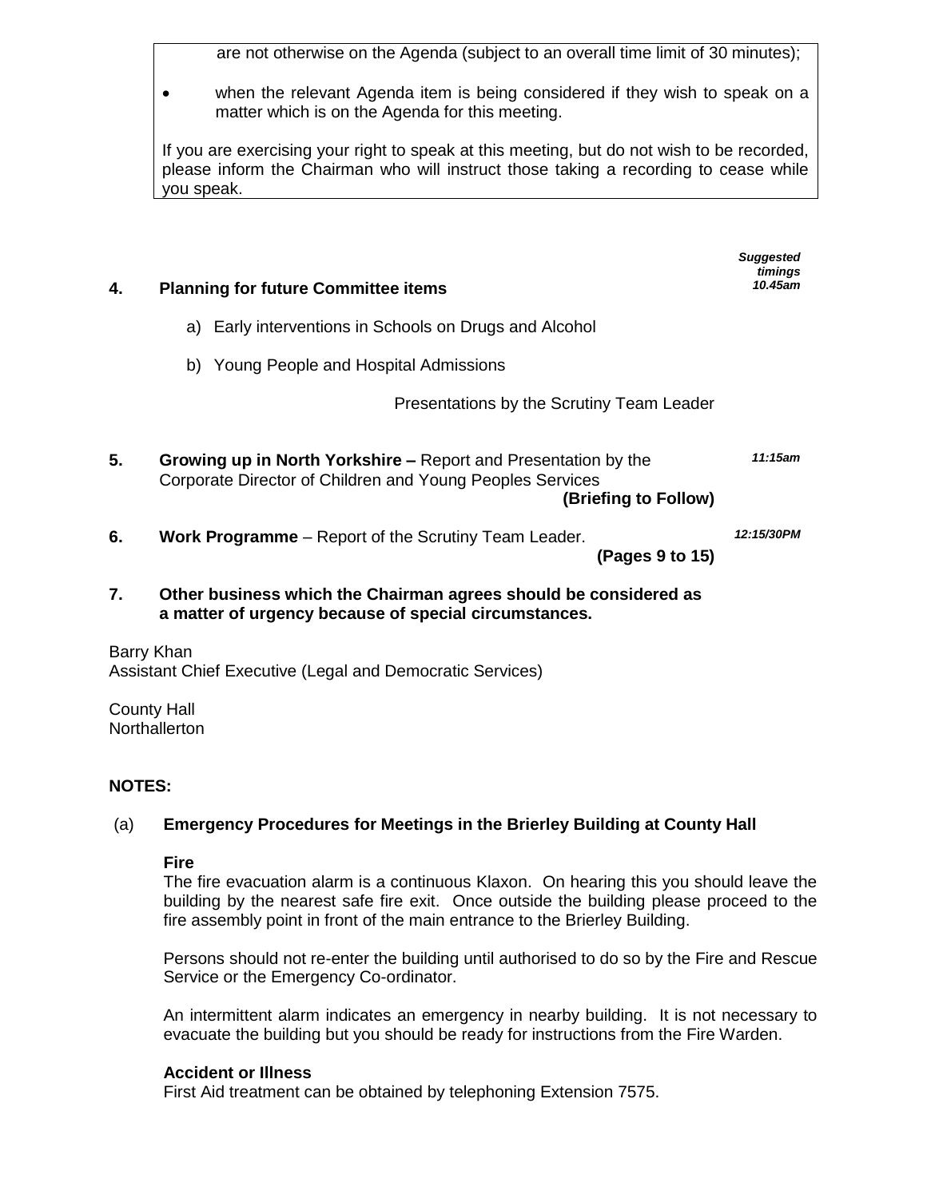are not otherwise on the Agenda (subject to an overall time limit of 30 minutes);

- when the relevant Agenda item is being considered if they wish to speak on a matter which is on the Agenda for this meeting.

If you are exercising your right to speak at this meeting, but do not wish to be recorded, please inform the Chairman who will instruct those taking a recording to cease while you speak.

***Suggested timings***

**4. Planning for future Committee items** — ***10.45am***

a) Early interventions in Schools on Drugs and Alcohol

b) Young People and Hospital Admissions

Presentations by the Scrutiny Team Leader

**5. Growing up in North Yorkshire –** Report and Presentation by the Corporate Director of Children and Young Peoples Services — ***11:15am***

**(Briefing to Follow)**

**6. Work Programme** – Report of the Scrutiny Team Leader. — ***12:15/30PM***

**(Pages 9 to 15)**

**7. Other business which the Chairman agrees should be considered as a matter of urgency because of special circumstances.**

Barry Khan
Assistant Chief Executive (Legal and Democratic Services)

County Hall
Northallerton

**NOTES:**

(a) **Emergency Procedures for Meetings in the Brierley Building at County Hall**

**Fire**
The fire evacuation alarm is a continuous Klaxon. On hearing this you should leave the building by the nearest safe fire exit. Once outside the building please proceed to the fire assembly point in front of the main entrance to the Brierley Building.

Persons should not re-enter the building until authorised to do so by the Fire and Rescue Service or the Emergency Co-ordinator.

An intermittent alarm indicates an emergency in nearby building. It is not necessary to evacuate the building but you should be ready for instructions from the Fire Warden.

**Accident or Illness**
First Aid treatment can be obtained by telephoning Extension 7575.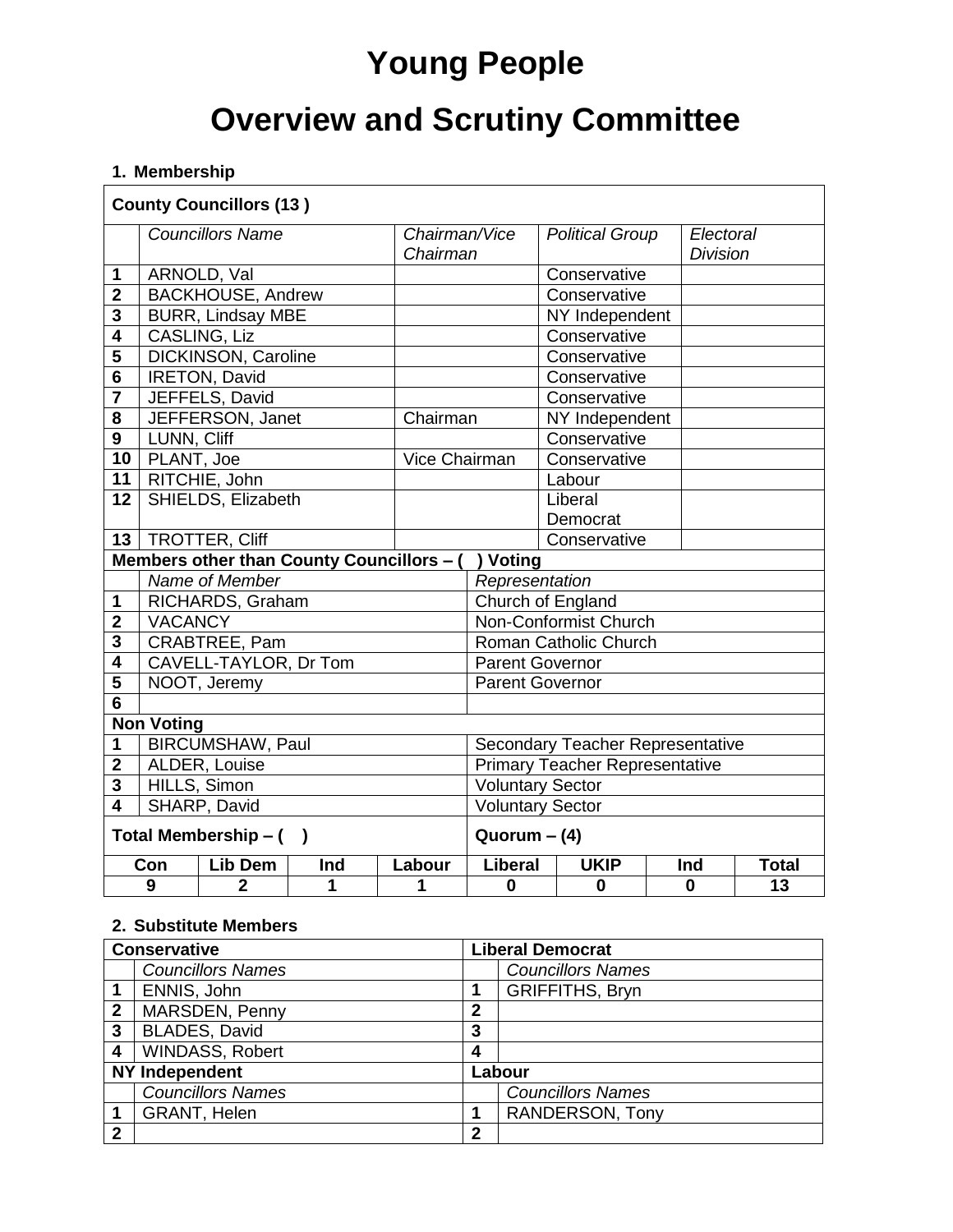# Young People

# Overview and Scrutiny Committee

**1. Membership**

| **County Councillors (13 )** | | | | |
|---|---|---|---|---|
| | *Councillors Name* | *Chairman/Vice Chairman* | *Political Group* | *Electoral Division* |
| **1** | ARNOLD, Val | | Conservative | |
| **2** | BACKHOUSE, Andrew | | Conservative | |
| **3** | BURR, Lindsay MBE | | NY Independent | |
| **4** | CASLING, Liz | | Conservative | |
| **5** | DICKINSON, Caroline | | Conservative | |
| **6** | IRETON, David | | Conservative | |
| **7** | JEFFELS, David | | Conservative | |
| **8** | JEFFERSON, Janet | Chairman | NY Independent | |
| **9** | LUNN, Cliff | | Conservative | |
| **10** | PLANT, Joe | Vice Chairman | Conservative | |
| **11** | RITCHIE, John | | Labour | |
| **12** | SHIELDS, Elizabeth | | Liberal Democrat | |
| **13** | TROTTER, Cliff | | Conservative | |

| **Members other than County Councillors – ( ) Voting** | | |
|---|---|---|
| | *Name of Member* | *Representation* |
| **1** | RICHARDS, Graham | Church of England |
| **2** | VACANCY | Non-Conformist Church |
| **3** | CRABTREE, Pam | Roman Catholic Church |
| **4** | CAVELL-TAYLOR, Dr Tom | Parent Governor |
| **5** | NOOT, Jeremy | Parent Governor |
| **6** | | |
| **Non Voting** | | |
| **1** | BIRCUMSHAW, Paul | Secondary Teacher Representative |
| **2** | ALDER, Louise | Primary Teacher Representative |
| **3** | HILLS, Simon | Voluntary Sector |
| **4** | SHARP, David | Voluntary Sector |
| **Total Membership – ( )** | | **Quorum – (4)** |

| **Con** | **Lib Dem** | **Ind** | **Labour** | **Liberal** | **UKIP** | **Ind** | **Total** |
|---|---|---|---|---|---|---|---|
| **9** | **2** | **1** | **1** | **0** | **0** | **0** | **13** |

**2. Substitute Members**

| **Conservative** | | **Liberal Democrat** | |
|---|---|---|---|
| | *Councillors Names* | | *Councillors Names* |
| **1** | ENNIS, John | **1** | GRIFFITHS, Bryn |
| **2** | MARSDEN, Penny | **2** | |
| **3** | BLADES, David | **3** | |
| **4** | WINDASS, Robert | **4** | |
| **NY Independent** | | **Labour** | |
| | *Councillors Names* | | *Councillors Names* |
| **1** | GRANT, Helen | **1** | RANDERSON, Tony |
| **2** | | **2** | |